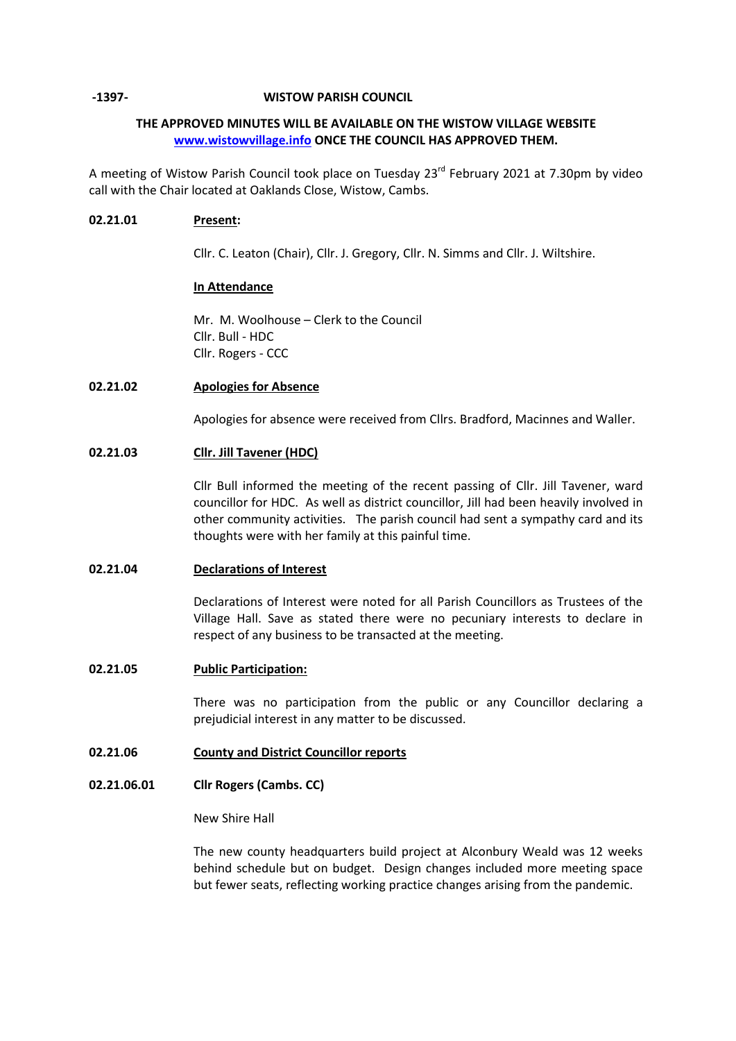-1397- **WISTOW PARISH COUNCIL**

**THE APPROVED MINUTES WILL BE AVAILABLE ON THE WISTOW VILLAGE WEBSITE [www.wistowvillage.info](http://www.wistowvillage.info) ONCE THE COUNCIL HAS APPROVED THEM.**

A meeting of Wistow Parish Council took place on Tuesday 23rd February 2021 at 7.30pm by video call with the Chair located at Oaklands Close, Wistow, Cambs.

**02.21.01** **Present:**

Cllr. C. Leaton (Chair), Cllr. J. Gregory, Cllr. N. Simms and Cllr. J. Wiltshire.

**In Attendance**

Mr. M. Woolhouse – Clerk to the Council
Cllr. Bull - HDC
Cllr. Rogers - CCC

**02.21.02** **Apologies for Absence**

Apologies for absence were received from Cllrs. Bradford, Macinnes and Waller.

**02.21.03** **Cllr. Jill Tavener (HDC)**

Cllr Bull informed the meeting of the recent passing of Cllr. Jill Tavener, ward councillor for HDC. As well as district councillor, Jill had been heavily involved in other community activities. The parish council had sent a sympathy card and its thoughts were with her family at this painful time.

**02.21.04** **Declarations of Interest**

Declarations of Interest were noted for all Parish Councillors as Trustees of the Village Hall. Save as stated there were no pecuniary interests to declare in respect of any business to be transacted at the meeting.

**02.21.05** **Public Participation:**

There was no participation from the public or any Councillor declaring a prejudicial interest in any matter to be discussed.

**02.21.06** **County and District Councillor reports**

**02.21.06.01** **Cllr Rogers (Cambs. CC)**

New Shire Hall

The new county headquarters build project at Alconbury Weald was 12 weeks behind schedule but on budget. Design changes included more meeting space but fewer seats, reflecting working practice changes arising from the pandemic.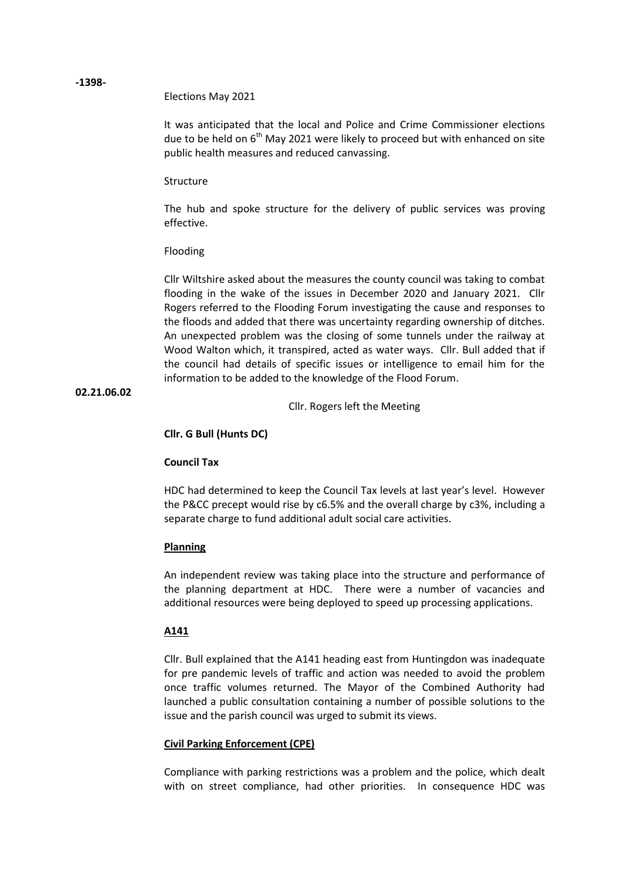-1398-

Elections May 2021

It was anticipated that the local and Police and Crime Commissioner elections due to be held on 6th May 2021 were likely to proceed but with enhanced on site public health measures and reduced canvassing.

Structure

The hub and spoke structure for the delivery of public services was proving effective.

Flooding

Cllr Wiltshire asked about the measures the county council was taking to combat flooding in the wake of the issues in December 2020 and January 2021. Cllr Rogers referred to the Flooding Forum investigating the cause and responses to the floods and added that there was uncertainty regarding ownership of ditches. An unexpected problem was the closing of some tunnels under the railway at Wood Walton which, it transpired, acted as water ways. Cllr. Bull added that if the council had details of specific issues or intelligence to email him for the information to be added to the knowledge of the Flood Forum.

**02.21.06.02**

Cllr. Rogers left the Meeting

**Cllr. G Bull (Hunts DC)**

**Council Tax**

HDC had determined to keep the Council Tax levels at last year's level. However the P&CC precept would rise by c6.5% and the overall charge by c3%, including a separate charge to fund additional adult social care activities.

**Planning**

An independent review was taking place into the structure and performance of the planning department at HDC. There were a number of vacancies and additional resources were being deployed to speed up processing applications.

**A141**

Cllr. Bull explained that the A141 heading east from Huntingdon was inadequate for pre pandemic levels of traffic and action was needed to avoid the problem once traffic volumes returned. The Mayor of the Combined Authority had launched a public consultation containing a number of possible solutions to the issue and the parish council was urged to submit its views.

**Civil Parking Enforcement (CPE)**

Compliance with parking restrictions was a problem and the police, which dealt with on street compliance, had other priorities. In consequence HDC was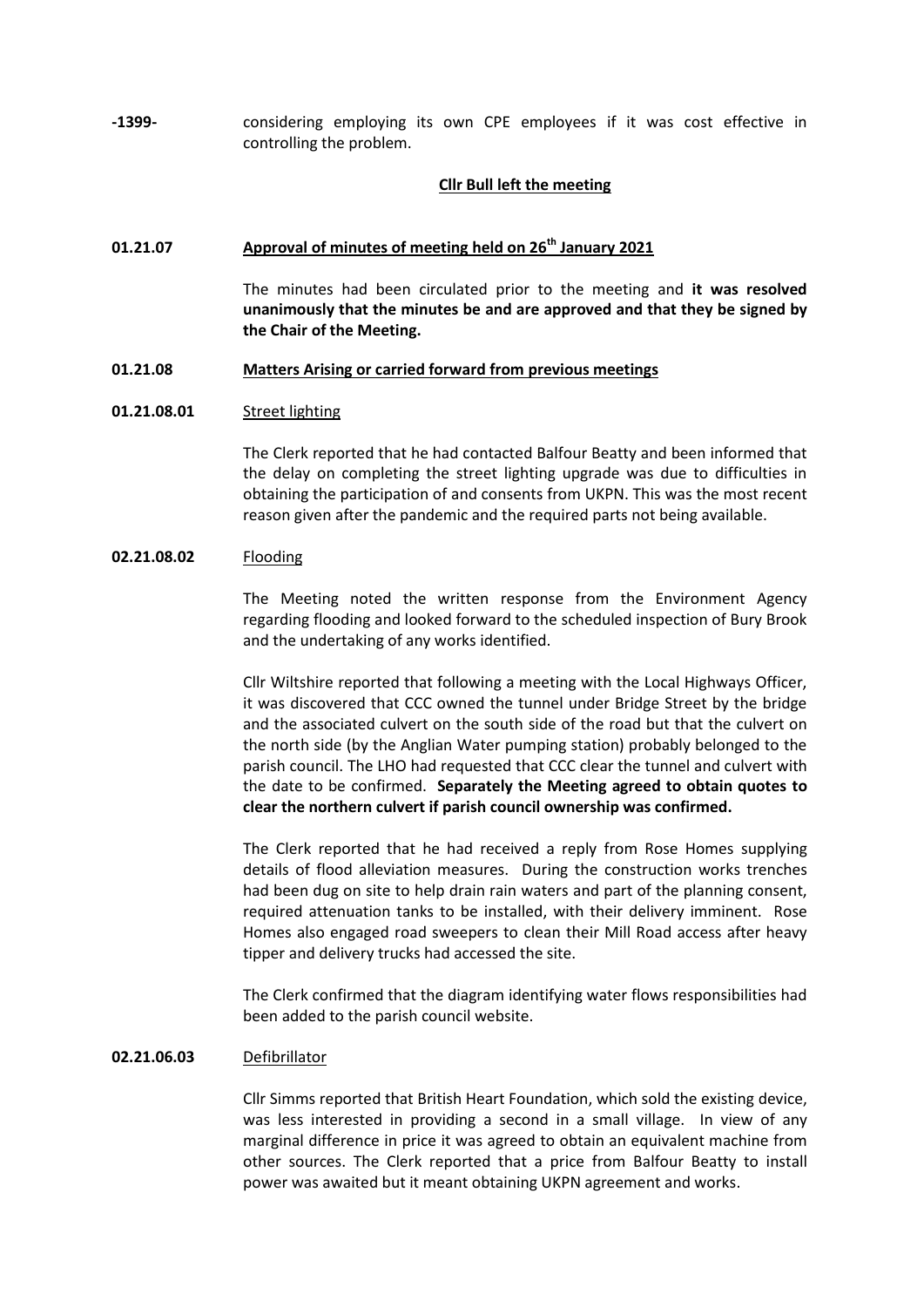**-1399-** considering employing its own CPE employees if it was cost effective in controlling the problem.

**Cllr Bull left the meeting**

## 01.21.07 Approval of minutes of meeting held on 26th January 2021

The minutes had been circulated prior to the meeting and **it was resolved unanimously that the minutes be and are approved and that they be signed by the Chair of the Meeting.**

## 01.21.08 Matters Arising or carried forward from previous meetings

### 01.21.08.01 Street lighting

The Clerk reported that he had contacted Balfour Beatty and been informed that the delay on completing the street lighting upgrade was due to difficulties in obtaining the participation of and consents from UKPN. This was the most recent reason given after the pandemic and the required parts not being available.

### 02.21.08.02 Flooding

The Meeting noted the written response from the Environment Agency regarding flooding and looked forward to the scheduled inspection of Bury Brook and the undertaking of any works identified.

Cllr Wiltshire reported that following a meeting with the Local Highways Officer, it was discovered that CCC owned the tunnel under Bridge Street by the bridge and the associated culvert on the south side of the road but that the culvert on the north side (by the Anglian Water pumping station) probably belonged to the parish council. The LHO had requested that CCC clear the tunnel and culvert with the date to be confirmed. **Separately the Meeting agreed to obtain quotes to clear the northern culvert if parish council ownership was confirmed.**

The Clerk reported that he had received a reply from Rose Homes supplying details of flood alleviation measures. During the construction works trenches had been dug on site to help drain rain waters and part of the planning consent, required attenuation tanks to be installed, with their delivery imminent. Rose Homes also engaged road sweepers to clean their Mill Road access after heavy tipper and delivery trucks had accessed the site.

The Clerk confirmed that the diagram identifying water flows responsibilities had been added to the parish council website.

### 02.21.06.03 Defibrillator

Cllr Simms reported that British Heart Foundation, which sold the existing device, was less interested in providing a second in a small village. In view of any marginal difference in price it was agreed to obtain an equivalent machine from other sources. The Clerk reported that a price from Balfour Beatty to install power was awaited but it meant obtaining UKPN agreement and works.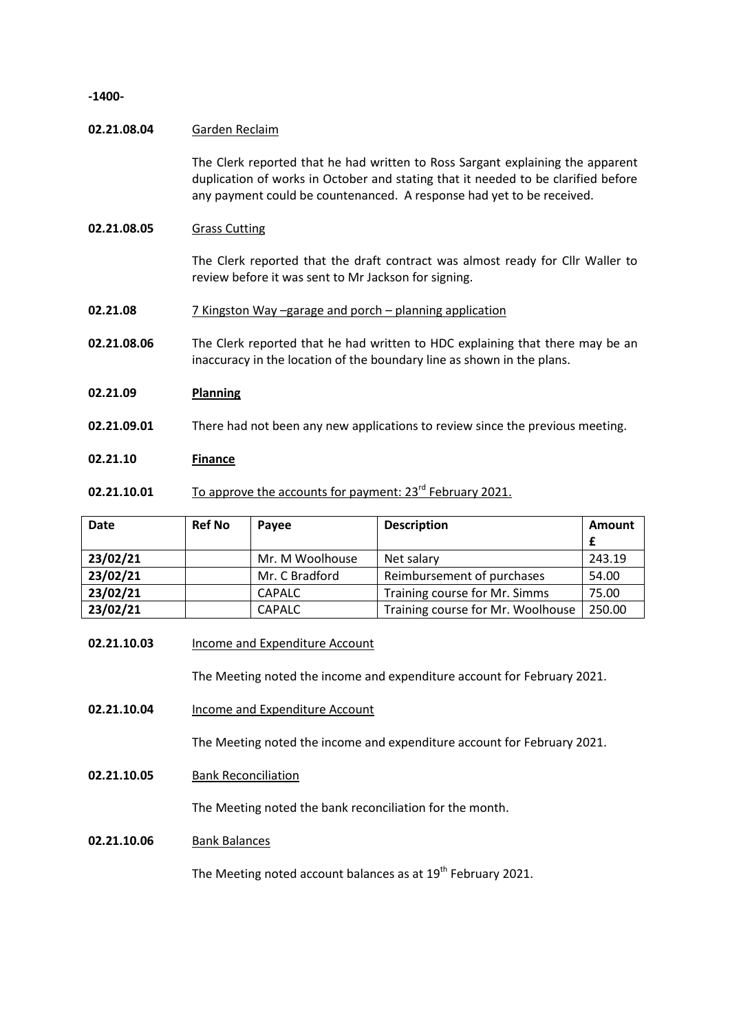**-1400-**

**02.21.08.04** Garden Reclaim

The Clerk reported that he had written to Ross Sargant explaining the apparent duplication of works in October and stating that it needed to be clarified before any payment could be countenanced. A response had yet to be received.

**02.21.08.05** Grass Cutting

The Clerk reported that the draft contract was almost ready for Cllr Waller to review before it was sent to Mr Jackson for signing.

**02.21.08** 7 Kingston Way –garage and porch – planning application

**02.21.08.06** The Clerk reported that he had written to HDC explaining that there may be an inaccuracy in the location of the boundary line as shown in the plans.

**02.21.09** **Planning**

**02.21.09.01** There had not been any new applications to review since the previous meeting.

**02.21.10** **Finance**

**02.21.10.01** To approve the accounts for payment: 23rd February 2021.

| Date | Ref No | Payee | Description | Amount £ |
|---|---|---|---|---|
| 23/02/21 | | Mr. M Woolhouse | Net salary | 243.19 |
| 23/02/21 | | Mr. C Bradford | Reimbursement of purchases | 54.00 |
| 23/02/21 | | CAPALC | Training course for Mr. Simms | 75.00 |
| 23/02/21 | | CAPALC | Training course for Mr. Woolhouse | 250.00 |

**02.21.10.03** Income and Expenditure Account

The Meeting noted the income and expenditure account for February 2021.

**02.21.10.04** Income and Expenditure Account

The Meeting noted the income and expenditure account for February 2021.

**02.21.10.05** Bank Reconciliation

The Meeting noted the bank reconciliation for the month.

**02.21.10.06** Bank Balances

The Meeting noted account balances as at 19th February 2021.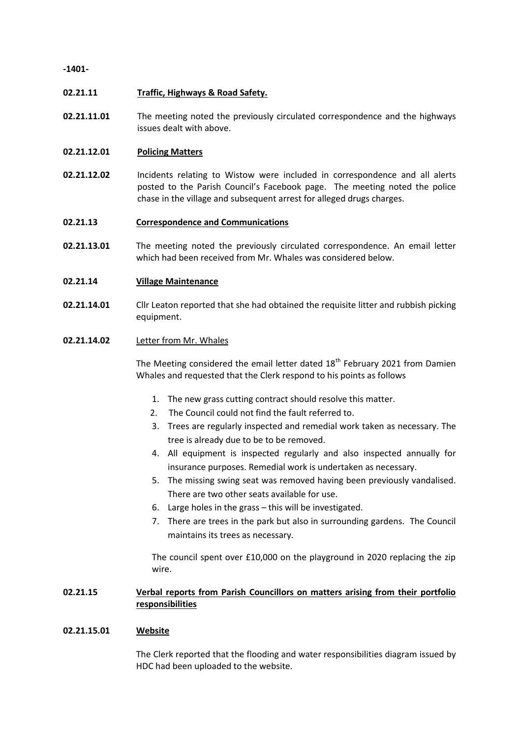-1401-

**02.21.11** **Traffic, Highways & Road Safety.**

**02.21.11.01** The meeting noted the previously circulated correspondence and the highways issues dealt with above.

**02.21.12.01** **Policing Matters**

**02.21.12.02** Incidents relating to Wistow were included in correspondence and all alerts posted to the Parish Council's Facebook page. The meeting noted the police chase in the village and subsequent arrest for alleged drugs charges.

**02.21.13** **Correspondence and Communications**

**02.21.13.01** The meeting noted the previously circulated correspondence. An email letter which had been received from Mr. Whales was considered below.

**02.21.14** **Village Maintenance**

**02.21.14.01** Cllr Leaton reported that she had obtained the requisite litter and rubbish picking equipment.

**02.21.14.02** Letter from Mr. Whales

The Meeting considered the email letter dated 18th February 2021 from Damien Whales and requested that the Clerk respond to his points as follows

1. The new grass cutting contract should resolve this matter.
2. The Council could not find the fault referred to.
3. Trees are regularly inspected and remedial work taken as necessary. The tree is already due to be to be removed.
4. All equipment is inspected regularly and also inspected annually for insurance purposes. Remedial work is undertaken as necessary.
5. The missing swing seat was removed having been previously vandalised. There are two other seats available for use.
6. Large holes in the grass – this will be investigated.
7. There are trees in the park but also in surrounding gardens. The Council maintains its trees as necessary.

The council spent over £10,000 on the playground in 2020 replacing the zip wire.

**02.21.15** **Verbal reports from Parish Councillors on matters arising from their portfolio responsibilities**

**02.21.15.01** **Website**

The Clerk reported that the flooding and water responsibilities diagram issued by HDC had been uploaded to the website.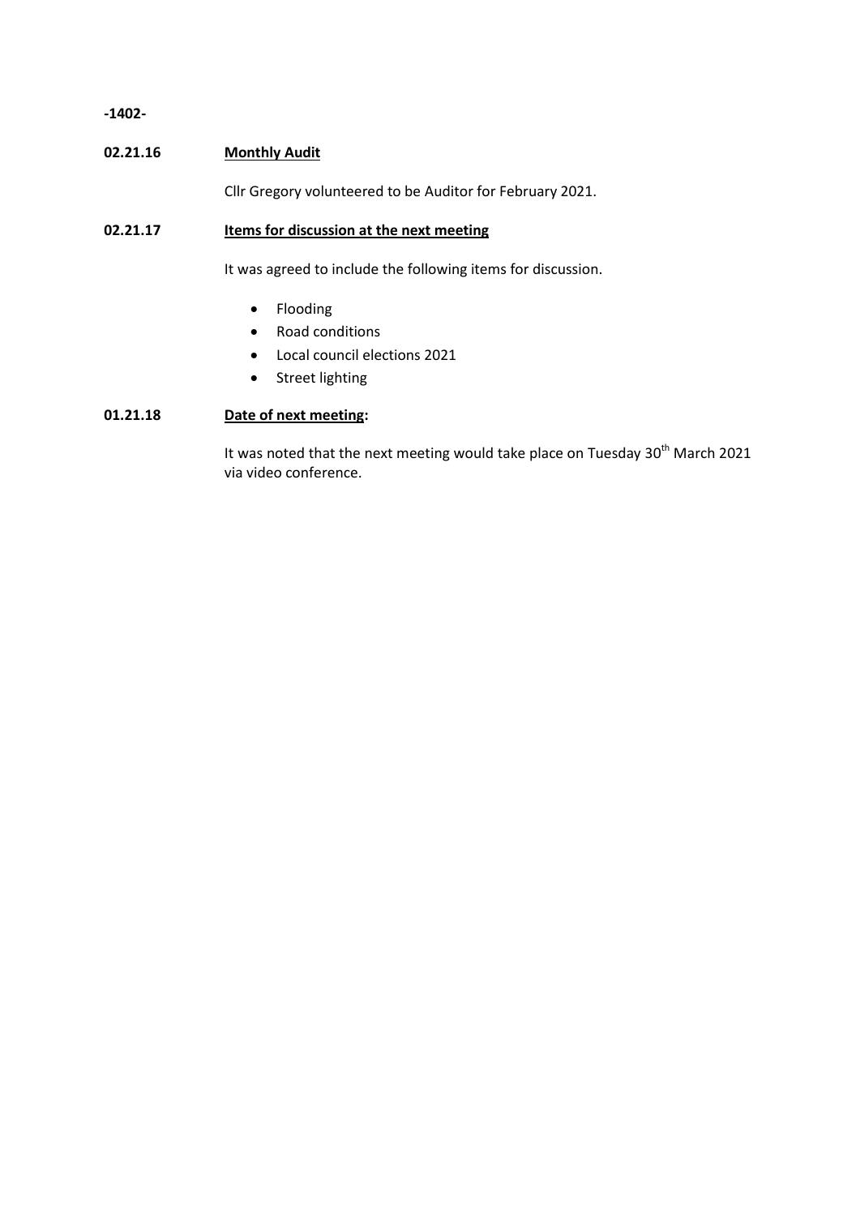-1402-

**02.21.16** **Monthly Audit**

Cllr Gregory volunteered to be Auditor for February 2021.

**02.21.17** **Items for discussion at the next meeting**

It was agreed to include the following items for discussion.

- Flooding
- Road conditions
- Local council elections 2021
- Street lighting

**01.21.18** **Date of next meeting:**

It was noted that the next meeting would take place on Tuesday 30th March 2021 via video conference.